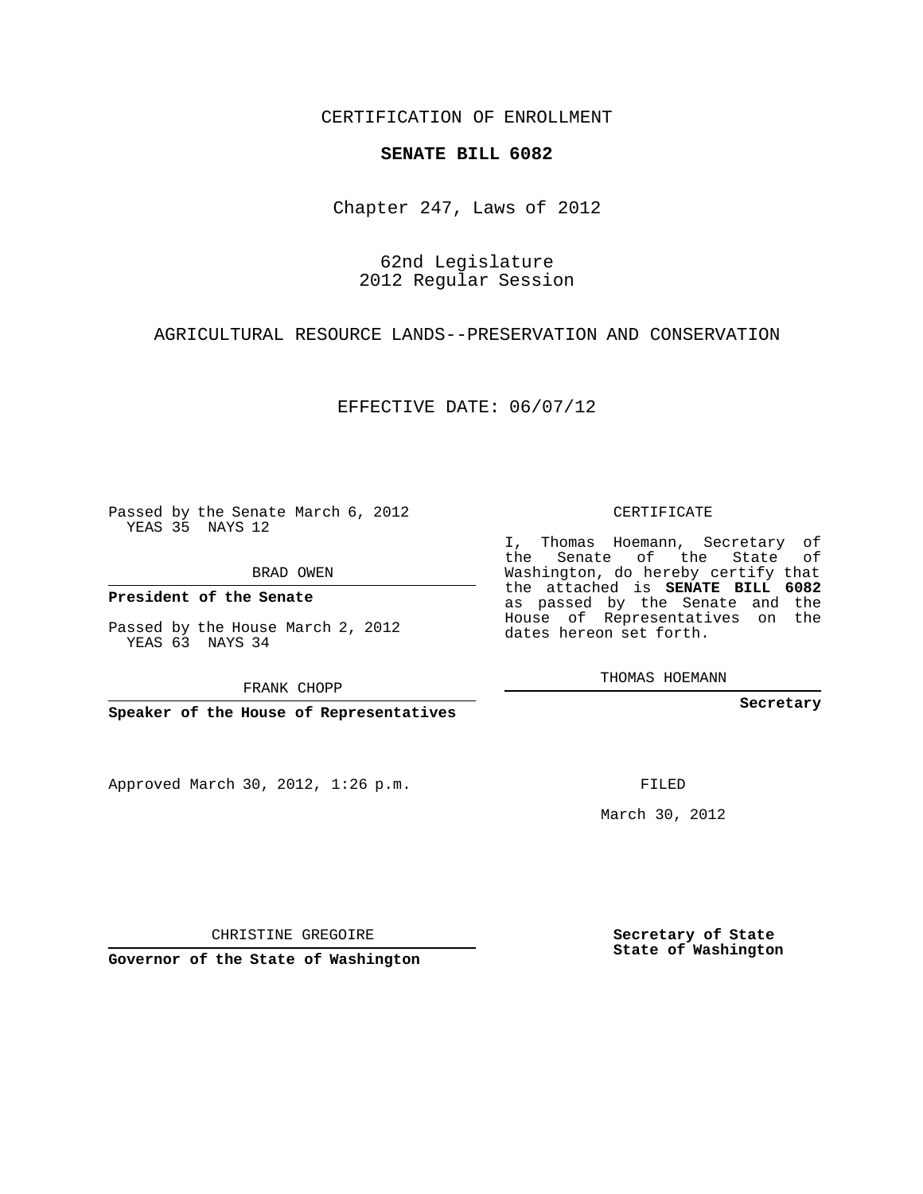CERTIFICATION OF ENROLLMENT

**SENATE BILL 6082**

Chapter 247, Laws of 2012

62nd Legislature
2012 Regular Session

AGRICULTURAL RESOURCE LANDS--PRESERVATION AND CONSERVATION

EFFECTIVE DATE: 06/07/12

Passed by the Senate March 6, 2012
YEAS 35 NAYS 12

BRAD OWEN

**President of the Senate**

Passed by the House March 2, 2012
YEAS 63 NAYS 34

FRANK CHOPP

**Speaker of the House of Representatives**

CERTIFICATE

I, Thomas Hoemann, Secretary of the Senate of the State of Washington, do hereby certify that the attached is **SENATE BILL 6082** as passed by the Senate and the House of Representatives on the dates hereon set forth.

THOMAS HOEMANN

**Secretary**

Approved March 30, 2012, 1:26 p.m.

FILED

March 30, 2012

CHRISTINE GREGOIRE

**Governor of the State of Washington**

**Secretary of State**
**State of Washington**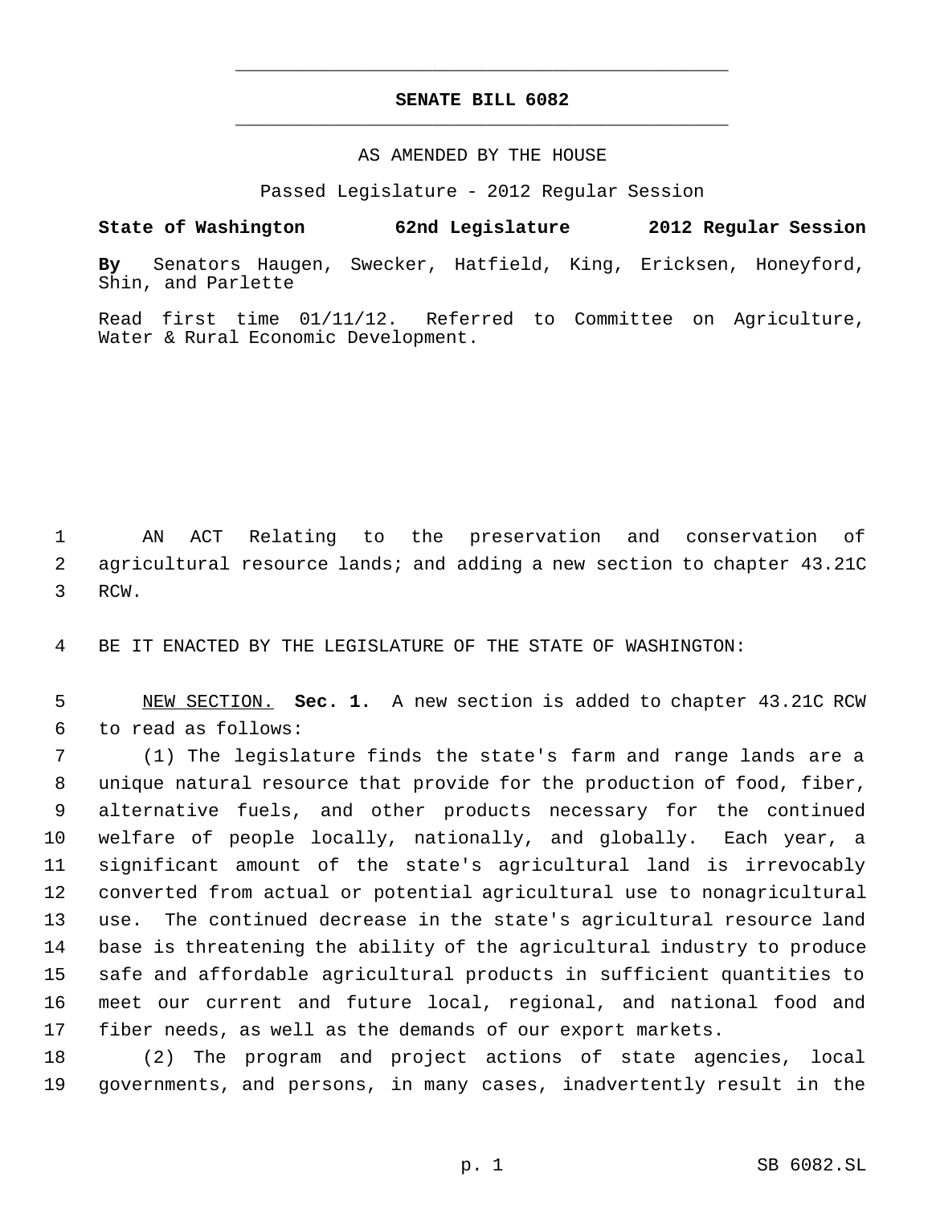# SENATE BILL 6082

AS AMENDED BY THE HOUSE

Passed Legislature - 2012 Regular Session

**State of Washington 62nd Legislature 2012 Regular Session**

**By** Senators Haugen, Swecker, Hatfield, King, Ericksen, Honeyford, Shin, and Parlette

Read first time 01/11/12. Referred to Committee on Agriculture, Water & Rural Economic Development.

1 AN ACT Relating to the preservation and conservation of
2 agricultural resource lands; and adding a new section to chapter 43.21C
3 RCW.

4 BE IT ENACTED BY THE LEGISLATURE OF THE STATE OF WASHINGTON:

5 NEW SECTION. **Sec. 1.** A new section is added to chapter 43.21C RCW
6 to read as follows:
7 (1) The legislature finds the state's farm and range lands are a
8 unique natural resource that provide for the production of food, fiber,
9 alternative fuels, and other products necessary for the continued
10 welfare of people locally, nationally, and globally. Each year, a
11 significant amount of the state's agricultural land is irrevocably
12 converted from actual or potential agricultural use to nonagricultural
13 use. The continued decrease in the state's agricultural resource land
14 base is threatening the ability of the agricultural industry to produce
15 safe and affordable agricultural products in sufficient quantities to
16 meet our current and future local, regional, and national food and
17 fiber needs, as well as the demands of our export markets.
18 (2) The program and project actions of state agencies, local
19 governments, and persons, in many cases, inadvertently result in the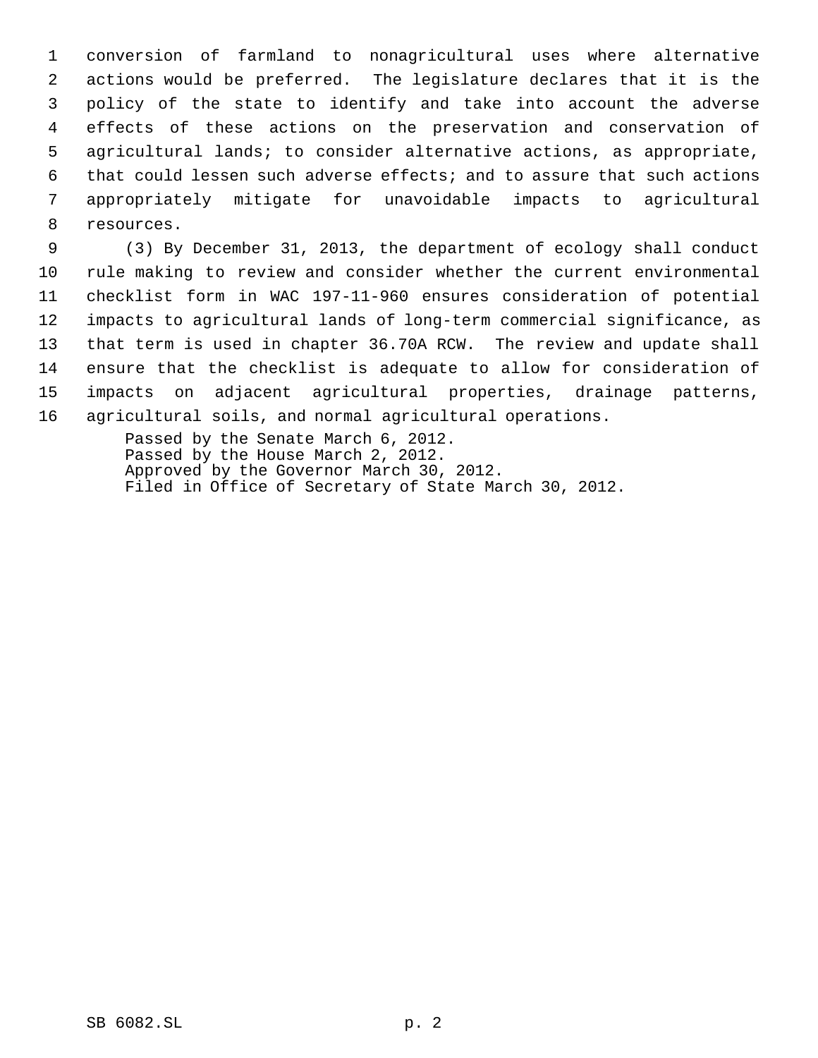conversion of farmland to nonagricultural uses where alternative actions would be preferred. The legislature declares that it is the policy of the state to identify and take into account the adverse effects of these actions on the preservation and conservation of agricultural lands; to consider alternative actions, as appropriate, that could lessen such adverse effects; and to assure that such actions appropriately mitigate for unavoidable impacts to agricultural resources.

(3) By December 31, 2013, the department of ecology shall conduct rule making to review and consider whether the current environmental checklist form in WAC 197-11-960 ensures consideration of potential impacts to agricultural lands of long-term commercial significance, as that term is used in chapter 36.70A RCW. The review and update shall ensure that the checklist is adequate to allow for consideration of impacts on adjacent agricultural properties, drainage patterns, agricultural soils, and normal agricultural operations.

Passed by the Senate March 6, 2012.
Passed by the House March 2, 2012.
Approved by the Governor March 30, 2012.
Filed in Office of Secretary of State March 30, 2012.